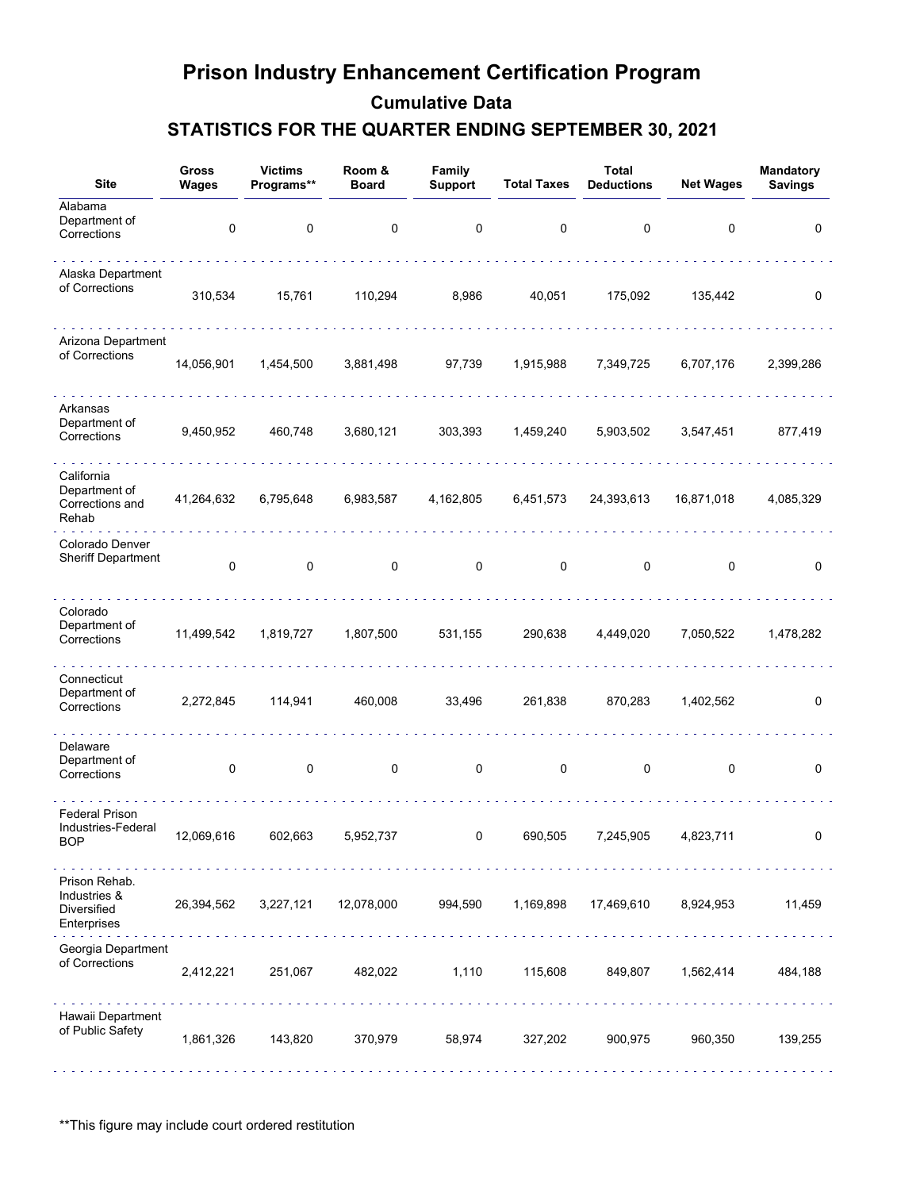# Prison Industry Enhancement Certification Program

## Cumulative Data

## STATISTICS FOR THE QUARTER ENDING SEPTEMBER 30, 2021

| Site | Gross Wages | Victims Programs** | Room & Board | Family Support | Total Taxes | Total Deductions | Net Wages | Mandatory Savings |
|---|---|---|---|---|---|---|---|---|
| Alabama Department of Corrections | 0 | 0 | 0 | 0 | 0 | 0 | 0 | 0 |
| Alaska Department of Corrections | 310,534 | 15,761 | 110,294 | 8,986 | 40,051 | 175,092 | 135,442 | 0 |
| Arizona Department of Corrections | 14,056,901 | 1,454,500 | 3,881,498 | 97,739 | 1,915,988 | 7,349,725 | 6,707,176 | 2,399,286 |
| Arkansas Department of Corrections | 9,450,952 | 460,748 | 3,680,121 | 303,393 | 1,459,240 | 5,903,502 | 3,547,451 | 877,419 |
| California Department of Corrections and Rehab | 41,264,632 | 6,795,648 | 6,983,587 | 4,162,805 | 6,451,573 | 24,393,613 | 16,871,018 | 4,085,329 |
| Colorado Denver Sheriff Department | 0 | 0 | 0 | 0 | 0 | 0 | 0 | 0 |
| Colorado Department of Corrections | 11,499,542 | 1,819,727 | 1,807,500 | 531,155 | 290,638 | 4,449,020 | 7,050,522 | 1,478,282 |
| Connecticut Department of Corrections | 2,272,845 | 114,941 | 460,008 | 33,496 | 261,838 | 870,283 | 1,402,562 | 0 |
| Delaware Department of Corrections | 0 | 0 | 0 | 0 | 0 | 0 | 0 | 0 |
| Federal Prison Industries-Federal BOP | 12,069,616 | 602,663 | 5,952,737 | 0 | 690,505 | 7,245,905 | 4,823,711 | 0 |
| Prison Rehab. Industries & Diversified Enterprises | 26,394,562 | 3,227,121 | 12,078,000 | 994,590 | 1,169,898 | 17,469,610 | 8,924,953 | 11,459 |
| Georgia Department of Corrections | 2,412,221 | 251,067 | 482,022 | 1,110 | 115,608 | 849,807 | 1,562,414 | 484,188 |
| Hawaii Department of Public Safety | 1,861,326 | 143,820 | 370,979 | 58,974 | 327,202 | 900,975 | 960,350 | 139,255 |

**This figure may include court ordered restitution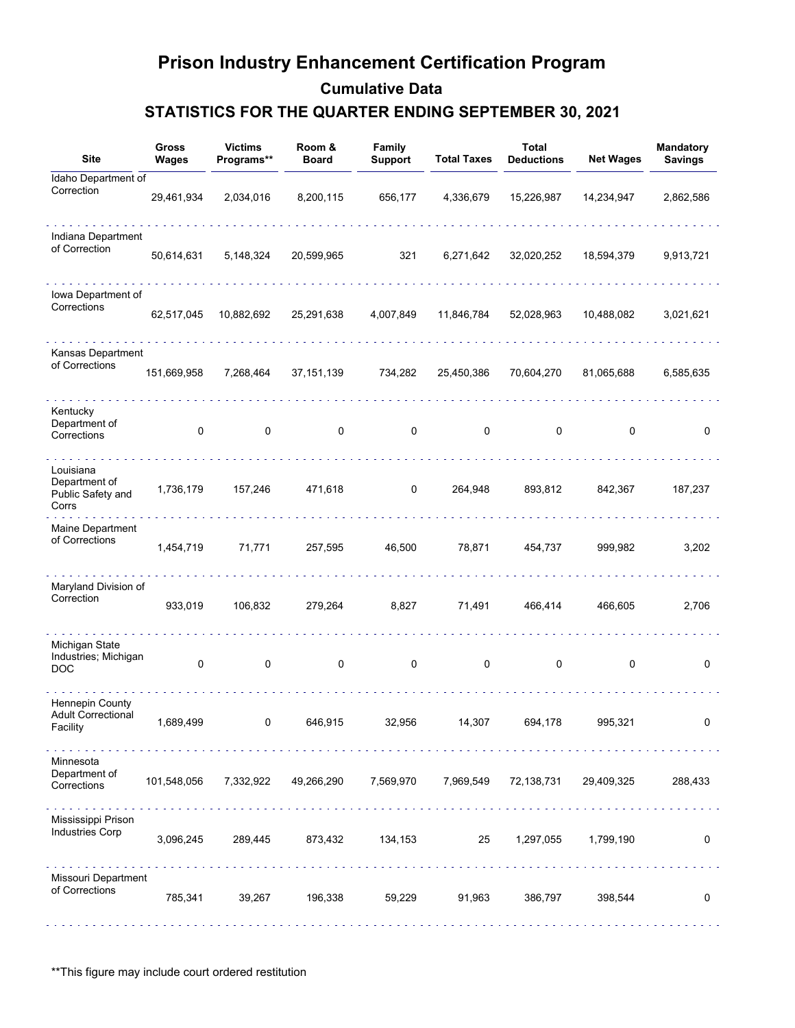# Prison Industry Enhancement Certification Program

## Cumulative Data

## STATISTICS FOR THE QUARTER ENDING SEPTEMBER 30, 2021

| Site | Gross Wages | Victims Programs** | Room & Board | Family Support | Total Taxes | Total Deductions | Net Wages | Mandatory Savings |
|---|---|---|---|---|---|---|---|---|
| Idaho Department of Correction | 29,461,934 | 2,034,016 | 8,200,115 | 656,177 | 4,336,679 | 15,226,987 | 14,234,947 | 2,862,586 |
| Indiana Department of Correction | 50,614,631 | 5,148,324 | 20,599,965 | 321 | 6,271,642 | 32,020,252 | 18,594,379 | 9,913,721 |
| Iowa Department of Corrections | 62,517,045 | 10,882,692 | 25,291,638 | 4,007,849 | 11,846,784 | 52,028,963 | 10,488,082 | 3,021,621 |
| Kansas Department of Corrections | 151,669,958 | 7,268,464 | 37,151,139 | 734,282 | 25,450,386 | 70,604,270 | 81,065,688 | 6,585,635 |
| Kentucky Department of Corrections | 0 | 0 | 0 | 0 | 0 | 0 | 0 | 0 |
| Louisiana Department of Public Safety and Corrs | 1,736,179 | 157,246 | 471,618 | 0 | 264,948 | 893,812 | 842,367 | 187,237 |
| Maine Department of Corrections | 1,454,719 | 71,771 | 257,595 | 46,500 | 78,871 | 454,737 | 999,982 | 3,202 |
| Maryland Division of Correction | 933,019 | 106,832 | 279,264 | 8,827 | 71,491 | 466,414 | 466,605 | 2,706 |
| Michigan State Industries; Michigan DOC | 0 | 0 | 0 | 0 | 0 | 0 | 0 | 0 |
| Hennepin County Adult Correctional Facility | 1,689,499 | 0 | 646,915 | 32,956 | 14,307 | 694,178 | 995,321 | 0 |
| Minnesota Department of Corrections | 101,548,056 | 7,332,922 | 49,266,290 | 7,569,970 | 7,969,549 | 72,138,731 | 29,409,325 | 288,433 |
| Mississippi Prison Industries Corp | 3,096,245 | 289,445 | 873,432 | 134,153 | 25 | 1,297,055 | 1,799,190 | 0 |
| Missouri Department of Corrections | 785,341 | 39,267 | 196,338 | 59,229 | 91,963 | 386,797 | 398,544 | 0 |

**This figure may include court ordered restitution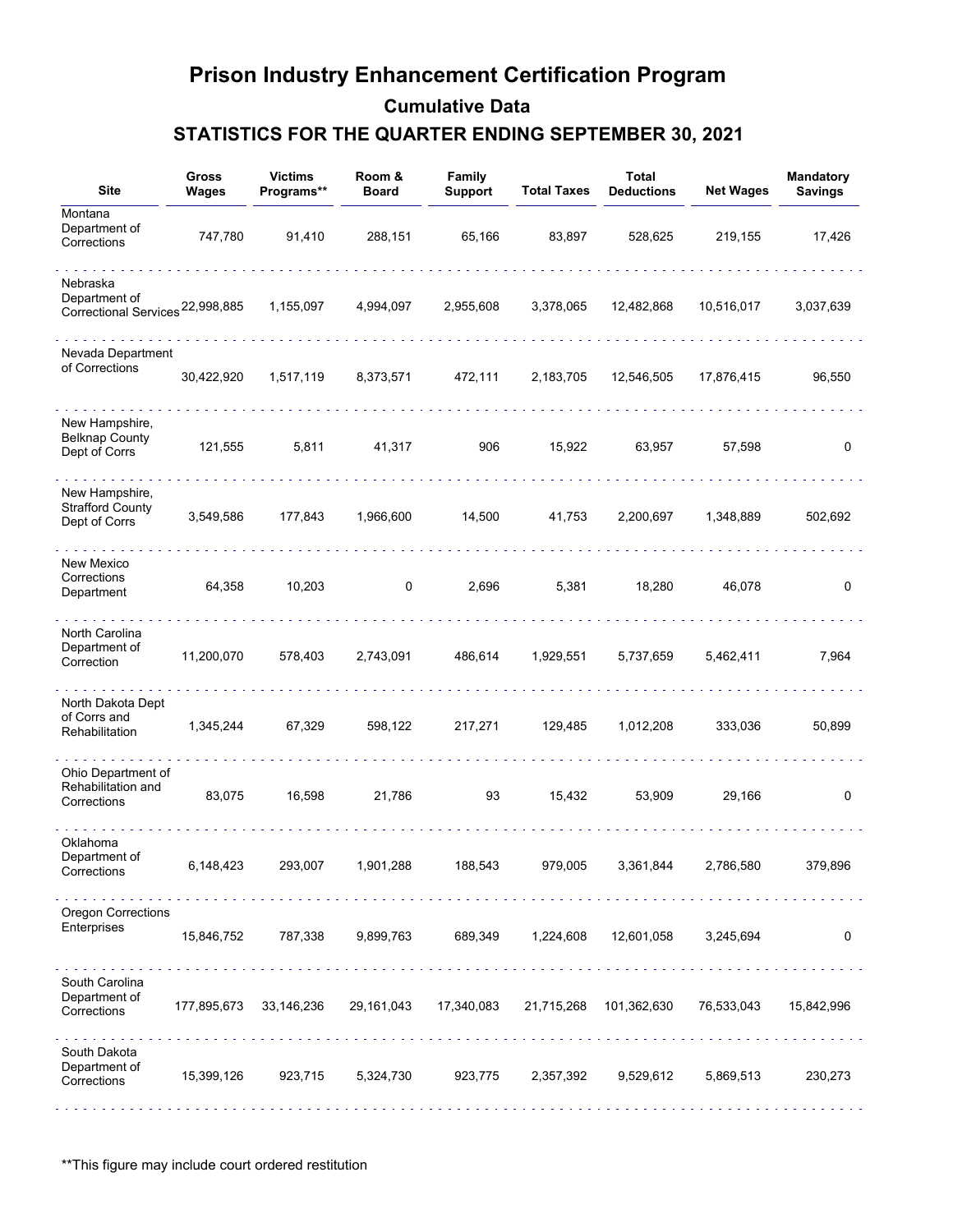# Prison Industry Enhancement Certification Program

## Cumulative Data

### STATISTICS FOR THE QUARTER ENDING SEPTEMBER 30, 2021

| Site | Gross Wages | Victims Programs** | Room & Board | Family Support | Total Taxes | Total Deductions | Net Wages | Mandatory Savings |
|---|---|---|---|---|---|---|---|---|
| Montana Department of Corrections | 747,780 | 91,410 | 288,151 | 65,166 | 83,897 | 528,625 | 219,155 | 17,426 |
| Nebraska Department of Correctional Services | 22,998,885 | 1,155,097 | 4,994,097 | 2,955,608 | 3,378,065 | 12,482,868 | 10,516,017 | 3,037,639 |
| Nevada Department of Corrections | 30,422,920 | 1,517,119 | 8,373,571 | 472,111 | 2,183,705 | 12,546,505 | 17,876,415 | 96,550 |
| New Hampshire, Belknap County Dept of Corrs | 121,555 | 5,811 | 41,317 | 906 | 15,922 | 63,957 | 57,598 | 0 |
| New Hampshire, Strafford County Dept of Corrs | 3,549,586 | 177,843 | 1,966,600 | 14,500 | 41,753 | 2,200,697 | 1,348,889 | 502,692 |
| New Mexico Corrections Department | 64,358 | 10,203 | 0 | 2,696 | 5,381 | 18,280 | 46,078 | 0 |
| North Carolina Department of Correction | 11,200,070 | 578,403 | 2,743,091 | 486,614 | 1,929,551 | 5,737,659 | 5,462,411 | 7,964 |
| North Dakota Dept of Corrs and Rehabilitation | 1,345,244 | 67,329 | 598,122 | 217,271 | 129,485 | 1,012,208 | 333,036 | 50,899 |
| Ohio Department of Rehabilitation and Corrections | 83,075 | 16,598 | 21,786 | 93 | 15,432 | 53,909 | 29,166 | 0 |
| Oklahoma Department of Corrections | 6,148,423 | 293,007 | 1,901,288 | 188,543 | 979,005 | 3,361,844 | 2,786,580 | 379,896 |
| Oregon Corrections Enterprises | 15,846,752 | 787,338 | 9,899,763 | 689,349 | 1,224,608 | 12,601,058 | 3,245,694 | 0 |
| South Carolina Department of Corrections | 177,895,673 | 33,146,236 | 29,161,043 | 17,340,083 | 21,715,268 | 101,362,630 | 76,533,043 | 15,842,996 |
| South Dakota Department of Corrections | 15,399,126 | 923,715 | 5,324,730 | 923,775 | 2,357,392 | 9,529,612 | 5,869,513 | 230,273 |

**This figure may include court ordered restitution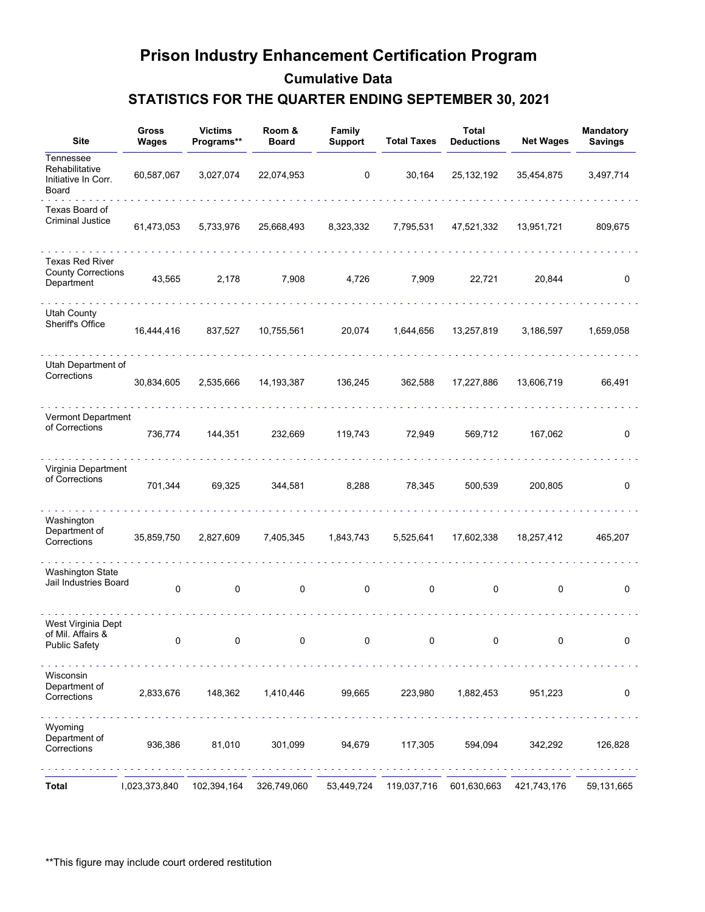# Prison Industry Enhancement Certification Program

## Cumulative Data

## STATISTICS FOR THE QUARTER ENDING SEPTEMBER 30, 2021

| Site | Gross Wages | Victims Programs** | Room & Board | Family Support | Total Taxes | Total Deductions | Net Wages | Mandatory Savings |
|---|---|---|---|---|---|---|---|---|
| Tennessee Rehabilitative Initiative In Corr. Board | 60,587,067 | 3,027,074 | 22,074,953 | 0 | 30,164 | 25,132,192 | 35,454,875 | 3,497,714 |
| Texas Board of Criminal Justice | 61,473,053 | 5,733,976 | 25,668,493 | 8,323,332 | 7,795,531 | 47,521,332 | 13,951,721 | 809,675 |
| Texas Red River County Corrections Department | 43,565 | 2,178 | 7,908 | 4,726 | 7,909 | 22,721 | 20,844 | 0 |
| Utah County Sheriff's Office | 16,444,416 | 837,527 | 10,755,561 | 20,074 | 1,644,656 | 13,257,819 | 3,186,597 | 1,659,058 |
| Utah Department of Corrections | 30,834,605 | 2,535,666 | 14,193,387 | 136,245 | 362,588 | 17,227,886 | 13,606,719 | 66,491 |
| Vermont Department of Corrections | 736,774 | 144,351 | 232,669 | 119,743 | 72,949 | 569,712 | 167,062 | 0 |
| Virginia Department of Corrections | 701,344 | 69,325 | 344,581 | 8,288 | 78,345 | 500,539 | 200,805 | 0 |
| Washington Department of Corrections | 35,859,750 | 2,827,609 | 7,405,345 | 1,843,743 | 5,525,641 | 17,602,338 | 18,257,412 | 465,207 |
| Washington State Jail Industries Board | 0 | 0 | 0 | 0 | 0 | 0 | 0 | 0 |
| West Virginia Dept of Mil. Affairs & Public Safety | 0 | 0 | 0 | 0 | 0 | 0 | 0 | 0 |
| Wisconsin Department of Corrections | 2,833,676 | 148,362 | 1,410,446 | 99,665 | 223,980 | 1,882,453 | 951,223 | 0 |
| Wyoming Department of Corrections | 936,386 | 81,010 | 301,099 | 94,679 | 117,305 | 594,094 | 342,292 | 126,828 |
| **Total** | I,023,373,840 | 102,394,164 | 326,749,060 | 53,449,724 | 119,037,716 | 601,630,663 | 421,743,176 | 59,131,665 |

**This figure may include court ordered restitution